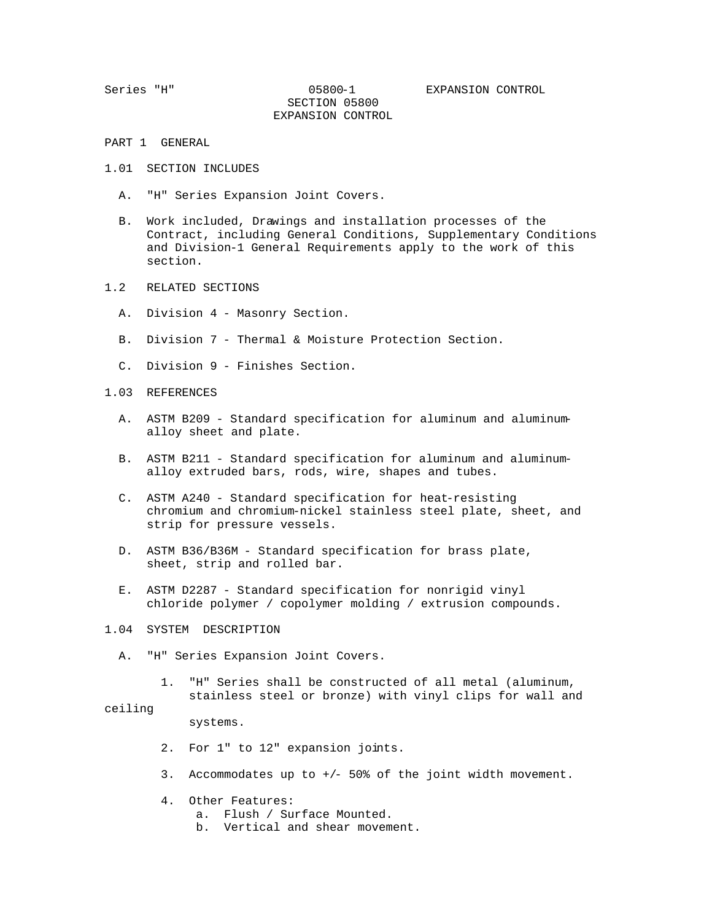# SECTION 05800
# EXPANSION CONTROL

## PART 1 GENERAL

### 1.01 SECTION INCLUDES

A. "H" Series Expansion Joint Covers.

B. Work included, Drawings and installation processes of the Contract, including General Conditions, Supplementary Conditions and Division-1 General Requirements apply to the work of this section.

### 1.2 RELATED SECTIONS

A. Division 4 - Masonry Section.

B. Division 7 - Thermal & Moisture Protection Section.

C. Division 9 - Finishes Section.

### 1.03 REFERENCES

A. ASTM B209 - Standard specification for aluminum and aluminum-alloy sheet and plate.

B. ASTM B211 - Standard specification for aluminum and aluminum-alloy extruded bars, rods, wire, shapes and tubes.

C. ASTM A240 - Standard specification for heat-resisting chromium and chromium-nickel stainless steel plate, sheet, and strip for pressure vessels.

D. ASTM B36/B36M - Standard specification for brass plate, sheet, strip and rolled bar.

E. ASTM D2287 - Standard specification for nonrigid vinyl chloride polymer / copolymer molding / extrusion compounds.

### 1.04 SYSTEM DESCRIPTION

A. "H" Series Expansion Joint Covers.

1. "H" Series shall be constructed of all metal (aluminum, stainless steel or bronze) with vinyl clips for wall and ceiling systems.
2. For 1" to 12" expansion joints.
3. Accommodates up to +/- 50% of the joint width movement.
4. Other Features:
   a. Flush / Surface Mounted.
   b. Vertical and shear movement.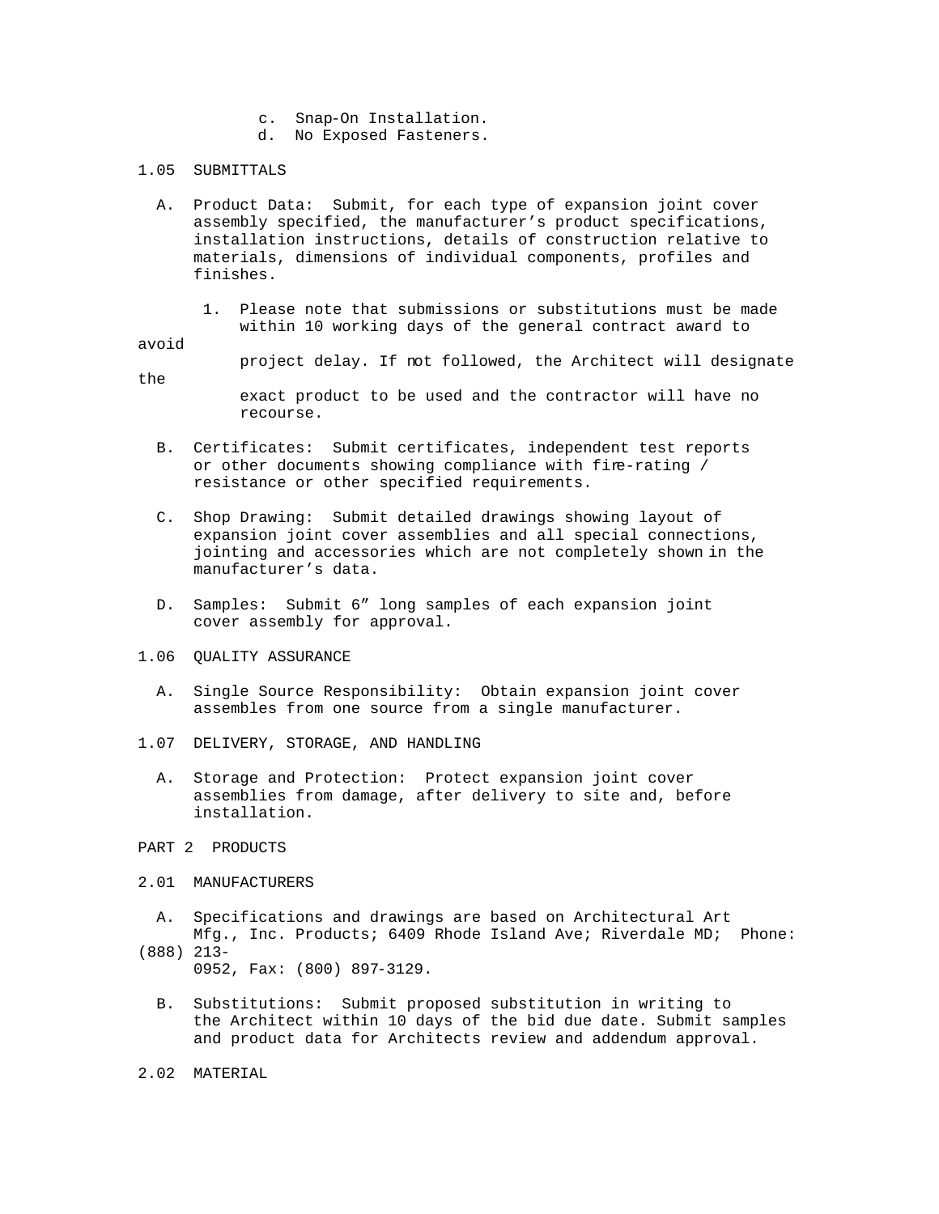c. Snap-On Installation.
d. No Exposed Fasteners.

1.05 SUBMITTALS

A. Product Data: Submit, for each type of expansion joint cover assembly specified, the manufacturer’s product specifications, installation instructions, details of construction relative to materials, dimensions of individual components, profiles and finishes.

1. Please note that submissions or substitutions must be made within 10 working days of the general contract award to avoid project delay. If not followed, the Architect will designate the exact product to be used and the contractor will have no recourse.

B. Certificates: Submit certificates, independent test reports or other documents showing compliance with fire-rating / resistance or other specified requirements.

C. Shop Drawing: Submit detailed drawings showing layout of expansion joint cover assemblies and all special connections, jointing and accessories which are not completely shown in the manufacturer’s data.

D. Samples: Submit 6” long samples of each expansion joint cover assembly for approval.

1.06 QUALITY ASSURANCE

A. Single Source Responsibility: Obtain expansion joint cover assembles from one source from a single manufacturer.

1.07 DELIVERY, STORAGE, AND HANDLING

A. Storage and Protection: Protect expansion joint cover assemblies from damage, after delivery to site and, before installation.

PART 2 PRODUCTS

2.01 MANUFACTURERS

A. Specifications and drawings are based on Architectural Art Mfg., Inc. Products; 6409 Rhode Island Ave; Riverdale MD; Phone: (888) 213-0952, Fax: (800) 897-3129.

B. Substitutions: Submit proposed substitution in writing to the Architect within 10 days of the bid due date. Submit samples and product data for Architects review and addendum approval.

2.02 MATERIAL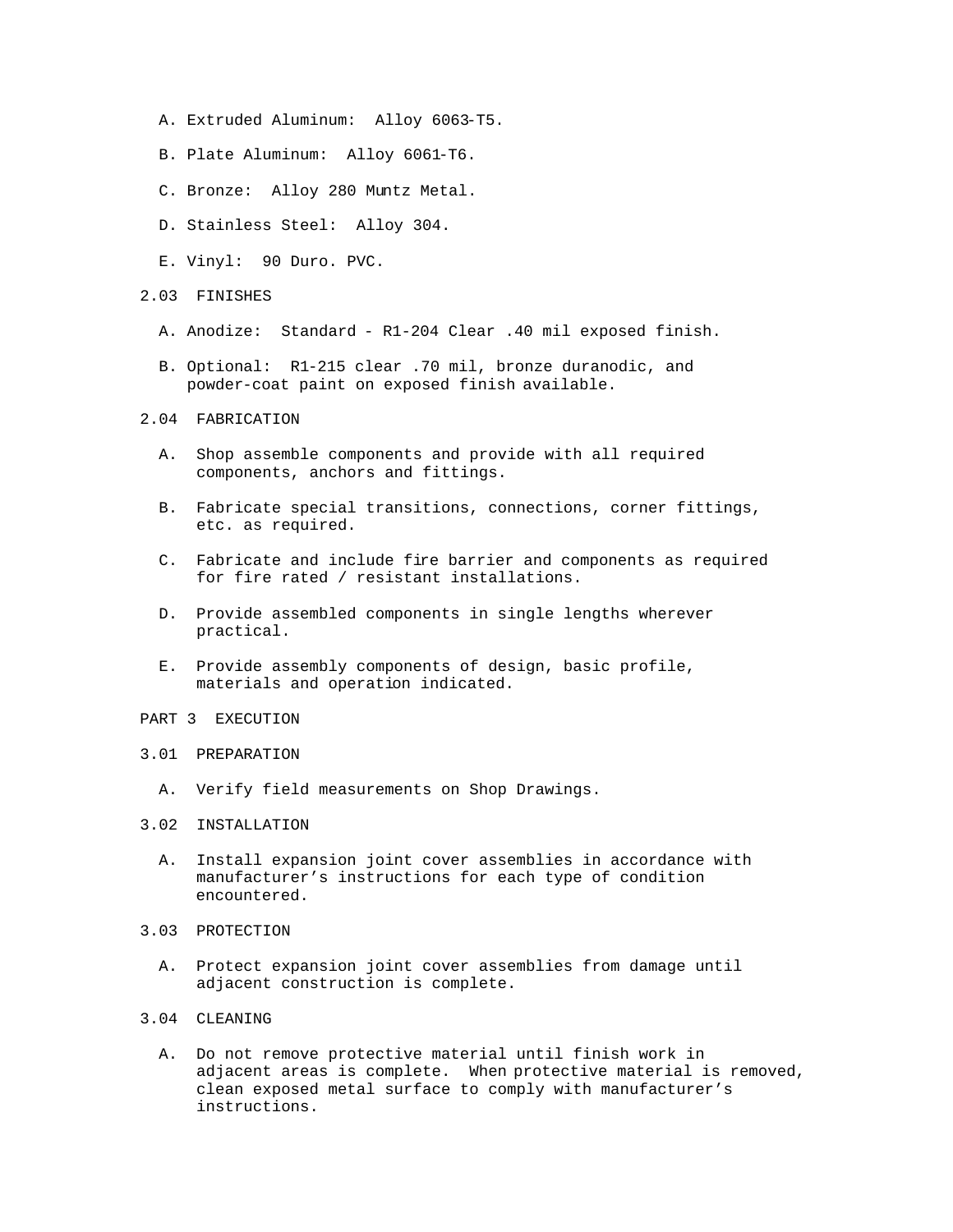A. Extruded Aluminum: Alloy 6063-T5.

B. Plate Aluminum: Alloy 6061-T6.

C. Bronze: Alloy 280 Muntz Metal.

D. Stainless Steel: Alloy 304.

E. Vinyl: 90 Duro. PVC.

## 2.03 FINISHES

A. Anodize: Standard - R1-204 Clear .40 mil exposed finish.

B. Optional: R1-215 clear .70 mil, bronze duranodic, and powder-coat paint on exposed finish available.

## 2.04 FABRICATION

A. Shop assemble components and provide with all required components, anchors and fittings.

B. Fabricate special transitions, connections, corner fittings, etc. as required.

C. Fabricate and include fire barrier and components as required for fire rated / resistant installations.

D. Provide assembled components in single lengths wherever practical.

E. Provide assembly components of design, basic profile, materials and operation indicated.

# PART 3 EXECUTION

## 3.01 PREPARATION

A. Verify field measurements on Shop Drawings.

## 3.02 INSTALLATION

A. Install expansion joint cover assemblies in accordance with manufacturer's instructions for each type of condition encountered.

## 3.03 PROTECTION

A. Protect expansion joint cover assemblies from damage until adjacent construction is complete.

## 3.04 CLEANING

A. Do not remove protective material until finish work in adjacent areas is complete. When protective material is removed, clean exposed metal surface to comply with manufacturer's instructions.